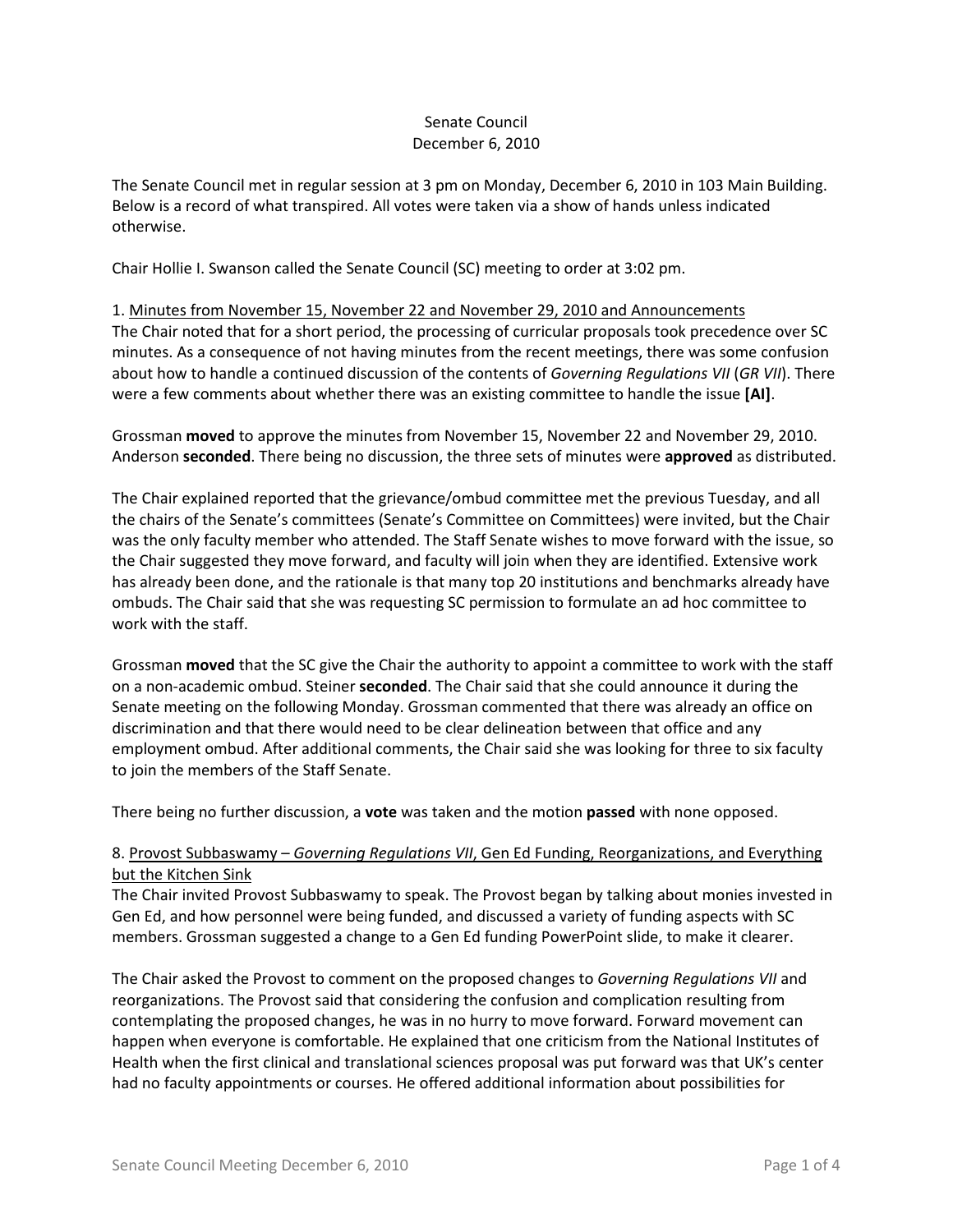Senate Council
December 6, 2010

The Senate Council met in regular session at 3 pm on Monday, December 6, 2010 in 103 Main Building. Below is a record of what transpired. All votes were taken via a show of hands unless indicated otherwise.

Chair Hollie I. Swanson called the Senate Council (SC) meeting to order at 3:02 pm.

1. Minutes from November 15, November 22 and November 29, 2010 and Announcements

The Chair noted that for a short period, the processing of curricular proposals took precedence over SC minutes. As a consequence of not having minutes from the recent meetings, there was some confusion about how to handle a continued discussion of the contents of *Governing Regulations VII* (*GR VII*). There were a few comments about whether there was an existing committee to handle the issue **[AI]**.

Grossman **moved** to approve the minutes from November 15, November 22 and November 29, 2010. Anderson **seconded**. There being no discussion, the three sets of minutes were **approved** as distributed.

The Chair explained reported that the grievance/ombud committee met the previous Tuesday, and all the chairs of the Senate's committees (Senate's Committee on Committees) were invited, but the Chair was the only faculty member who attended. The Staff Senate wishes to move forward with the issue, so the Chair suggested they move forward, and faculty will join when they are identified. Extensive work has already been done, and the rationale is that many top 20 institutions and benchmarks already have ombuds. The Chair said that she was requesting SC permission to formulate an ad hoc committee to work with the staff.

Grossman **moved** that the SC give the Chair the authority to appoint a committee to work with the staff on a non-academic ombud. Steiner **seconded**. The Chair said that she could announce it during the Senate meeting on the following Monday. Grossman commented that there was already an office on discrimination and that there would need to be clear delineation between that office and any employment ombud. After additional comments, the Chair said she was looking for three to six faculty to join the members of the Staff Senate.

There being no further discussion, a **vote** was taken and the motion **passed** with none opposed.

8. Provost Subbaswamy – *Governing Regulations VII*, Gen Ed Funding, Reorganizations, and Everything but the Kitchen Sink

The Chair invited Provost Subbaswamy to speak. The Provost began by talking about monies invested in Gen Ed, and how personnel were being funded, and discussed a variety of funding aspects with SC members. Grossman suggested a change to a Gen Ed funding PowerPoint slide, to make it clearer.

The Chair asked the Provost to comment on the proposed changes to *Governing Regulations VII* and reorganizations. The Provost said that considering the confusion and complication resulting from contemplating the proposed changes, he was in no hurry to move forward. Forward movement can happen when everyone is comfortable. He explained that one criticism from the National Institutes of Health when the first clinical and translational sciences proposal was put forward was that UK's center had no faculty appointments or courses. He offered additional information about possibilities for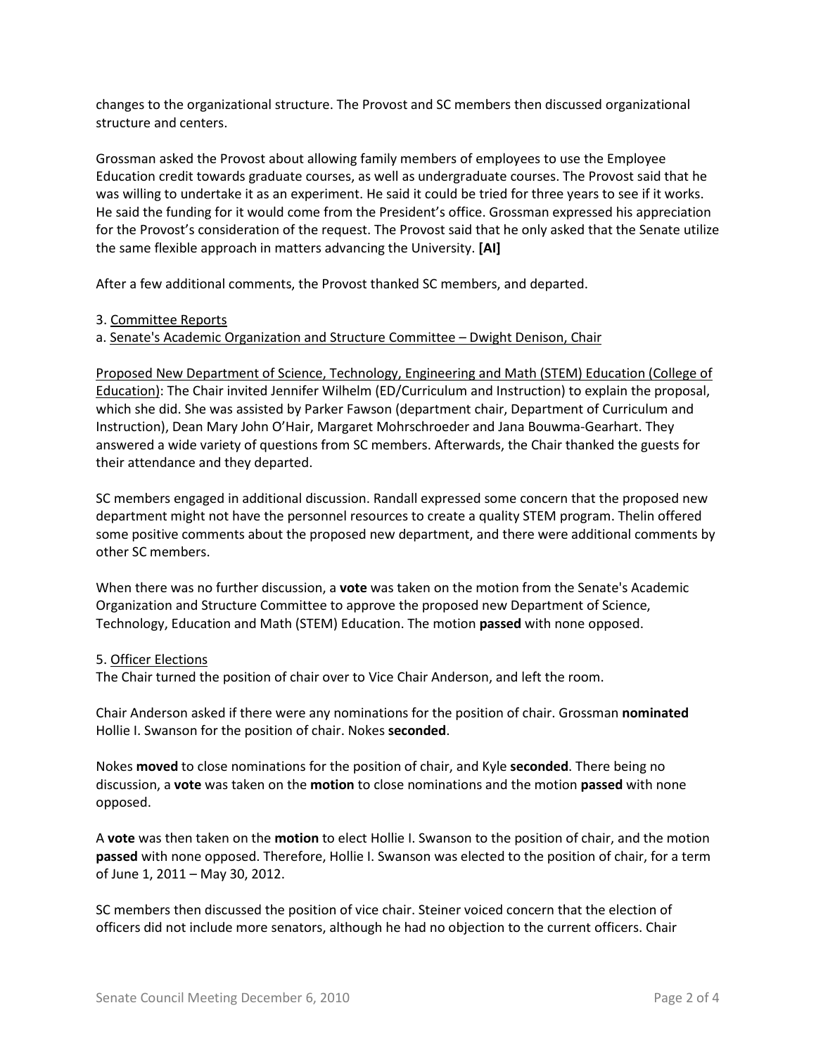changes to the organizational structure. The Provost and SC members then discussed organizational structure and centers.

Grossman asked the Provost about allowing family members of employees to use the Employee Education credit towards graduate courses, as well as undergraduate courses. The Provost said that he was willing to undertake it as an experiment. He said it could be tried for three years to see if it works. He said the funding for it would come from the President's office. Grossman expressed his appreciation for the Provost's consideration of the request. The Provost said that he only asked that the Senate utilize the same flexible approach in matters advancing the University. **[AI]**

After a few additional comments, the Provost thanked SC members, and departed.

3. Committee Reports

a. Senate's Academic Organization and Structure Committee – Dwight Denison, Chair

Proposed New Department of Science, Technology, Engineering and Math (STEM) Education (College of Education): The Chair invited Jennifer Wilhelm (ED/Curriculum and Instruction) to explain the proposal, which she did. She was assisted by Parker Fawson (department chair, Department of Curriculum and Instruction), Dean Mary John O'Hair, Margaret Mohrschroeder and Jana Bouwma-Gearhart. They answered a wide variety of questions from SC members. Afterwards, the Chair thanked the guests for their attendance and they departed.

SC members engaged in additional discussion. Randall expressed some concern that the proposed new department might not have the personnel resources to create a quality STEM program. Thelin offered some positive comments about the proposed new department, and there were additional comments by other SC members.

When there was no further discussion, a **vote** was taken on the motion from the Senate's Academic Organization and Structure Committee to approve the proposed new Department of Science, Technology, Education and Math (STEM) Education. The motion **passed** with none opposed.

5. Officer Elections

The Chair turned the position of chair over to Vice Chair Anderson, and left the room.

Chair Anderson asked if there were any nominations for the position of chair. Grossman **nominated** Hollie I. Swanson for the position of chair. Nokes **seconded**.

Nokes **moved** to close nominations for the position of chair, and Kyle **seconded**. There being no discussion, a **vote** was taken on the **motion** to close nominations and the motion **passed** with none opposed.

A **vote** was then taken on the **motion** to elect Hollie I. Swanson to the position of chair, and the motion **passed** with none opposed. Therefore, Hollie I. Swanson was elected to the position of chair, for a term of June 1, 2011 – May 30, 2012.

SC members then discussed the position of vice chair. Steiner voiced concern that the election of officers did not include more senators, although he had no objection to the current officers. Chair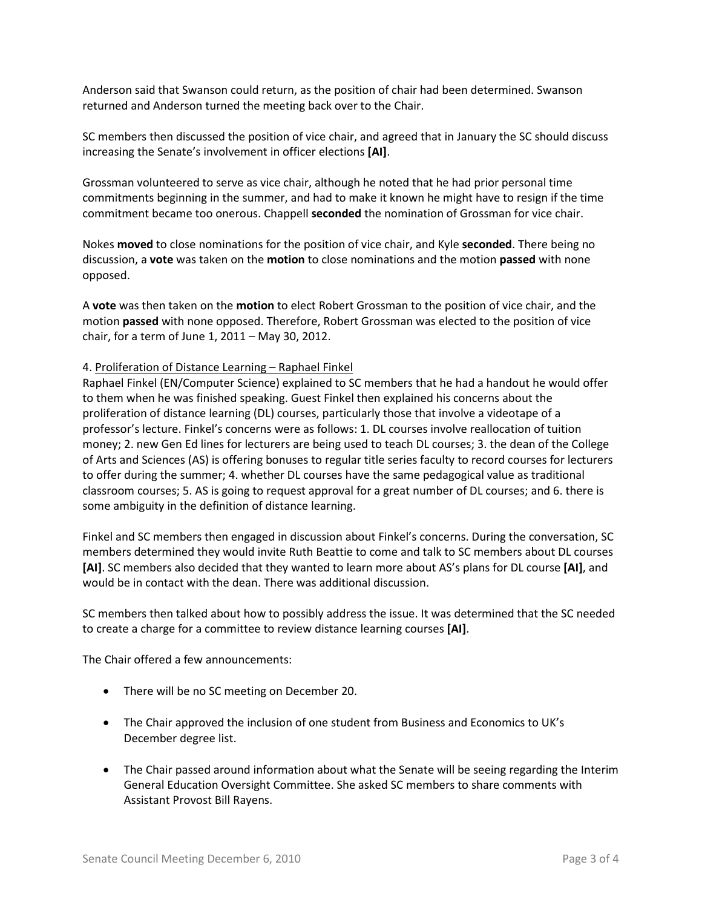Anderson said that Swanson could return, as the position of chair had been determined. Swanson returned and Anderson turned the meeting back over to the Chair.

SC members then discussed the position of vice chair, and agreed that in January the SC should discuss increasing the Senate's involvement in officer elections **[AI]**.

Grossman volunteered to serve as vice chair, although he noted that he had prior personal time commitments beginning in the summer, and had to make it known he might have to resign if the time commitment became too onerous. Chappell **seconded** the nomination of Grossman for vice chair.

Nokes **moved** to close nominations for the position of vice chair, and Kyle **seconded**. There being no discussion, a **vote** was taken on the **motion** to close nominations and the motion **passed** with none opposed.

A **vote** was then taken on the **motion** to elect Robert Grossman to the position of vice chair, and the motion **passed** with none opposed. Therefore, Robert Grossman was elected to the position of vice chair, for a term of June 1, 2011 – May 30, 2012.

4. Proliferation of Distance Learning – Raphael Finkel

Raphael Finkel (EN/Computer Science) explained to SC members that he had a handout he would offer to them when he was finished speaking. Guest Finkel then explained his concerns about the proliferation of distance learning (DL) courses, particularly those that involve a videotape of a professor's lecture. Finkel's concerns were as follows: 1. DL courses involve reallocation of tuition money; 2. new Gen Ed lines for lecturers are being used to teach DL courses; 3. the dean of the College of Arts and Sciences (AS) is offering bonuses to regular title series faculty to record courses for lecturers to offer during the summer; 4. whether DL courses have the same pedagogical value as traditional classroom courses; 5. AS is going to request approval for a great number of DL courses; and 6. there is some ambiguity in the definition of distance learning.

Finkel and SC members then engaged in discussion about Finkel's concerns. During the conversation, SC members determined they would invite Ruth Beattie to come and talk to SC members about DL courses **[AI]**. SC members also decided that they wanted to learn more about AS's plans for DL course **[AI]**, and would be in contact with the dean. There was additional discussion.

SC members then talked about how to possibly address the issue. It was determined that the SC needed to create a charge for a committee to review distance learning courses **[AI]**.

The Chair offered a few announcements:

- There will be no SC meeting on December 20.
- The Chair approved the inclusion of one student from Business and Economics to UK's December degree list.
- The Chair passed around information about what the Senate will be seeing regarding the Interim General Education Oversight Committee. She asked SC members to share comments with Assistant Provost Bill Rayens.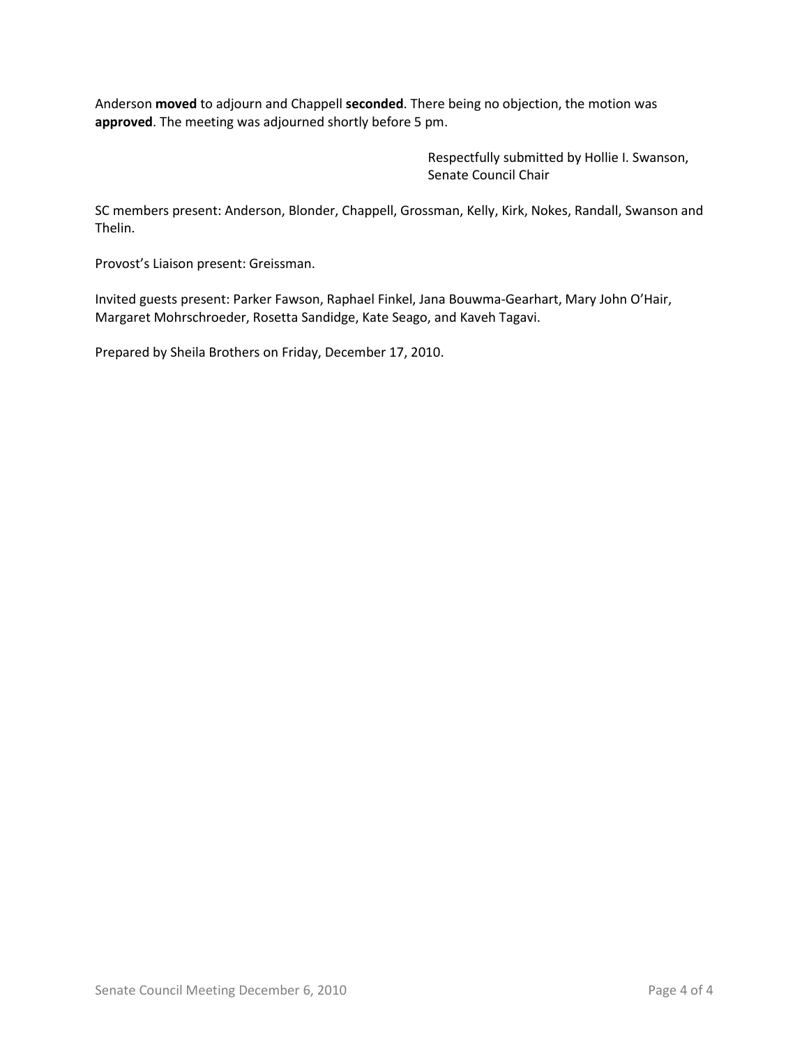Anderson **moved** to adjourn and Chappell **seconded**. There being no objection, the motion was **approved**. The meeting was adjourned shortly before 5 pm.

Respectfully submitted by Hollie I. Swanson,
Senate Council Chair

SC members present: Anderson, Blonder, Chappell, Grossman, Kelly, Kirk, Nokes, Randall, Swanson and Thelin.

Provost's Liaison present: Greissman.

Invited guests present: Parker Fawson, Raphael Finkel, Jana Bouwma-Gearhart, Mary John O'Hair, Margaret Mohrschroeder, Rosetta Sandidge, Kate Seago, and Kaveh Tagavi.

Prepared by Sheila Brothers on Friday, December 17, 2010.